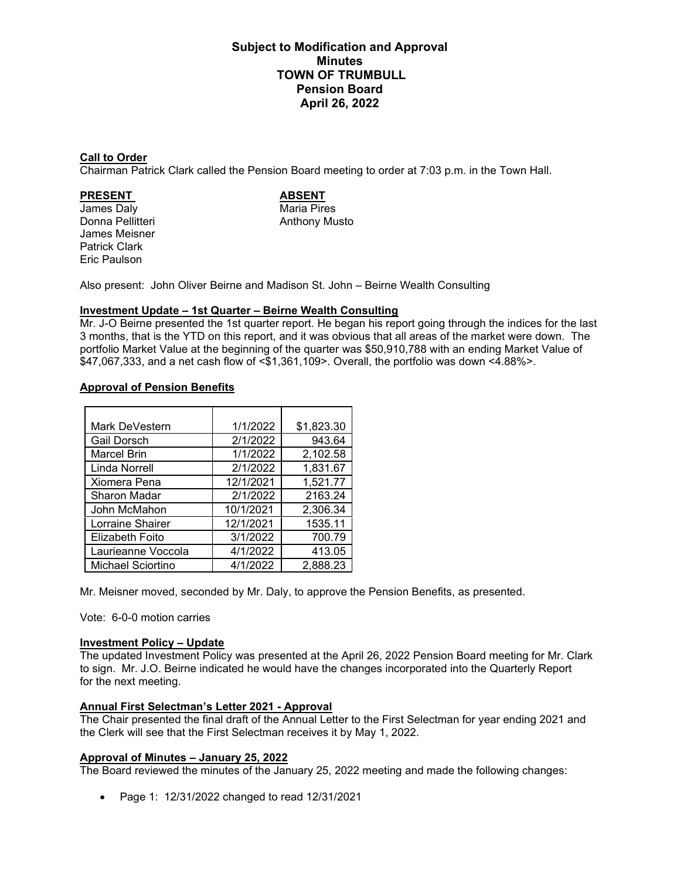# Subject to Modification and Approval
# Minutes
# TOWN OF TRUMBULL
# Pension Board
# April 26, 2022

**Call to Order**

Chairman Patrick Clark called the Pension Board meeting to order at 7:03 p.m. in the Town Hall.

| PRESENT | ABSENT |
|---|---|
| James Daly | Maria Pires |
| Donna Pellitteri | Anthony Musto |
| James Meisner | |
| Patrick Clark | |
| Eric Paulson | |

Also present: John Oliver Beirne and Madison St. John – Beirne Wealth Consulting

**Investment Update – 1st Quarter – Beirne Wealth Consulting**

Mr. J-O Beirne presented the 1st quarter report. He began his report going through the indices for the last 3 months, that is the YTD on this report, and it was obvious that all areas of the market were down. The portfolio Market Value at the beginning of the quarter was $50,910,788 with an ending Market Value of $47,067,333, and a net cash flow of <$1,361,109>. Overall, the portfolio was down <4.88%>.

**Approval of Pension Benefits**

| | | |
|---|---|---|
| Mark DeVestern | 1/1/2022 | $1,823.30 |
| Gail Dorsch | 2/1/2022 | 943.64 |
| Marcel Brin | 1/1/2022 | 2,102.58 |
| Linda Norrell | 2/1/2022 | 1,831.67 |
| Xiomera Pena | 12/1/2021 | 1,521.77 |
| Sharon Madar | 2/1/2022 | 2163.24 |
| John McMahon | 10/1/2021 | 2,306.34 |
| Lorraine Shairer | 12/1/2021 | 1535.11 |
| Elizabeth Foito | 3/1/2022 | 700.79 |
| Laurieanne Voccola | 4/1/2022 | 413.05 |
| Michael Sciortino | 4/1/2022 | 2,888.23 |

Mr. Meisner moved, seconded by Mr. Daly, to approve the Pension Benefits, as presented.

Vote: 6-0-0 motion carries

**Investment Policy – Update**

The updated Investment Policy was presented at the April 26, 2022 Pension Board meeting for Mr. Clark to sign. Mr. J.O. Beirne indicated he would have the changes incorporated into the Quarterly Report for the next meeting.

**Annual First Selectman's Letter 2021 - Approval**

The Chair presented the final draft of the Annual Letter to the First Selectman for year ending 2021 and the Clerk will see that the First Selectman receives it by May 1, 2022.

**Approval of Minutes – January 25, 2022**

The Board reviewed the minutes of the January 25, 2022 meeting and made the following changes:

- Page 1: 12/31/2022 changed to read 12/31/2021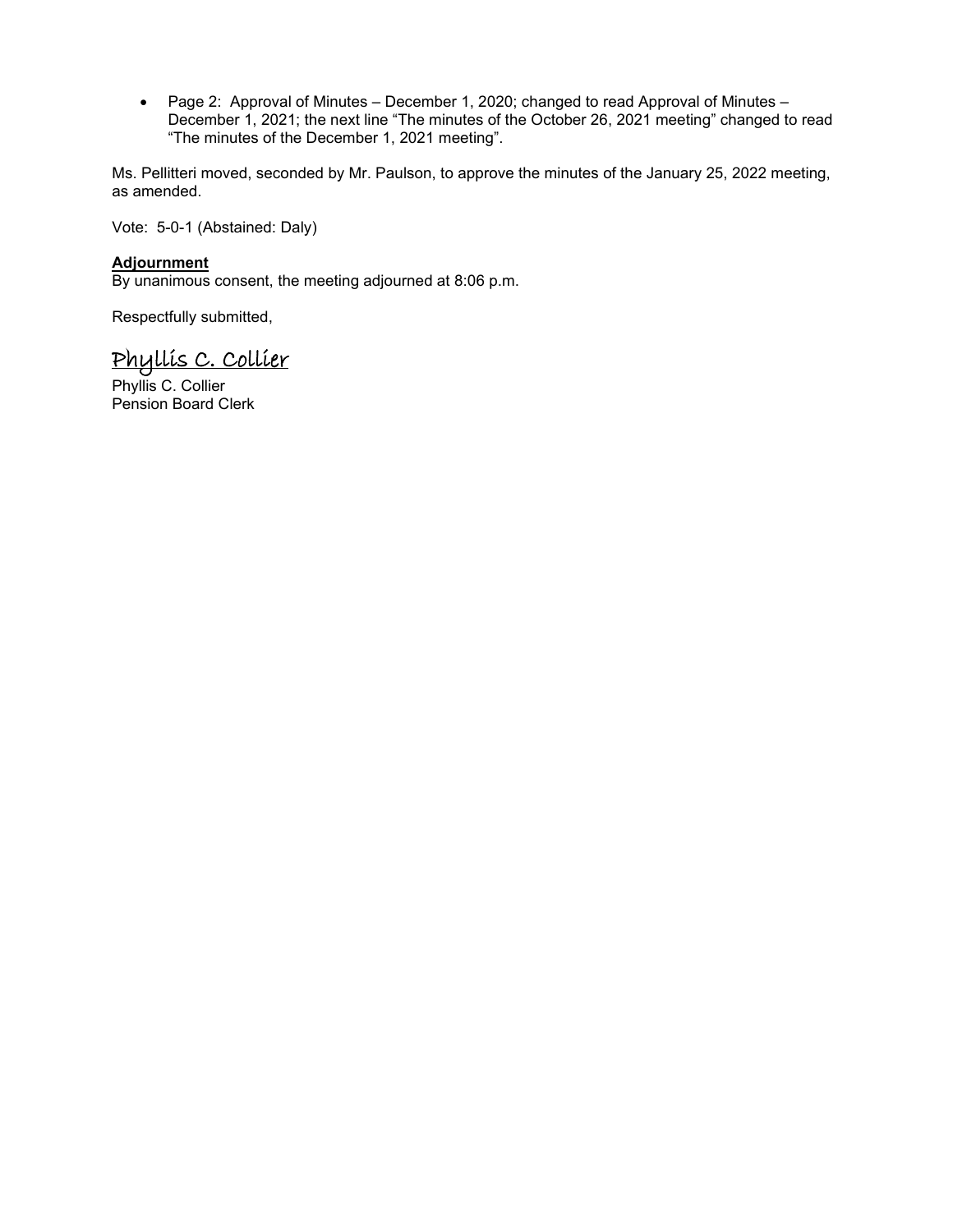- Page 2: Approval of Minutes – December 1, 2020; changed to read Approval of Minutes – December 1, 2021; the next line "The minutes of the October 26, 2021 meeting" changed to read "The minutes of the December 1, 2021 meeting".

Ms. Pellitteri moved, seconded by Mr. Paulson, to approve the minutes of the January 25, 2022 meeting, as amended.

Vote: 5-0-1 (Abstained: Daly)

**Adjournment**

By unanimous consent, the meeting adjourned at 8:06 p.m.

Respectfully submitted,

Phyllis C. Collier

Phyllis C. Collier
Pension Board Clerk